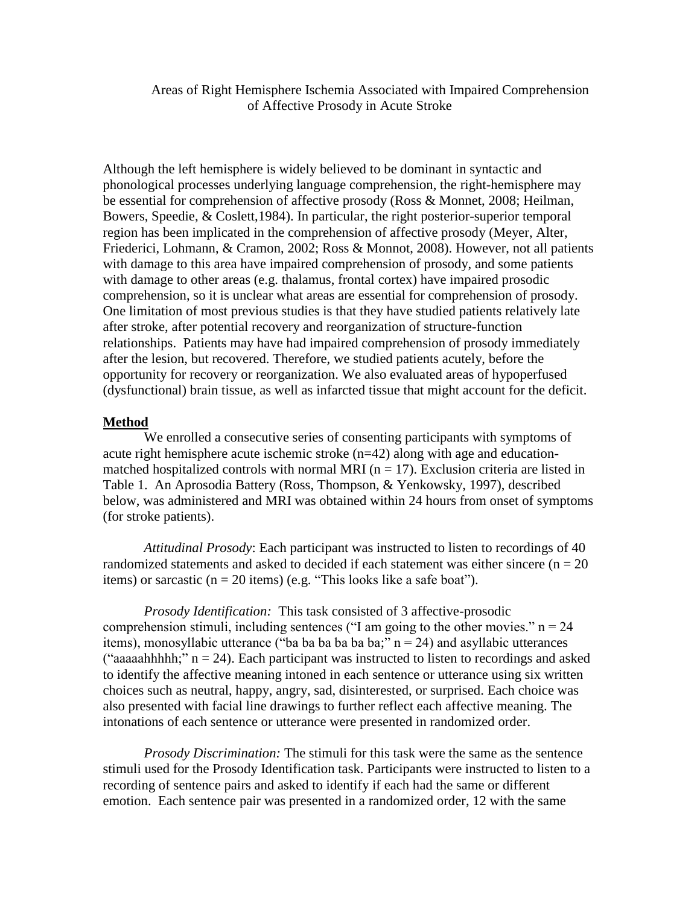# Areas of Right Hemisphere Ischemia Associated with Impaired Comprehension of Affective Prosody in Acute Stroke

Although the left hemisphere is widely believed to be dominant in syntactic and phonological processes underlying language comprehension, the right-hemisphere may be essential for comprehension of affective prosody (Ross & Monnet, 2008; Heilman, Bowers, Speedie, & Coslett,1984). In particular, the right posterior-superior temporal region has been implicated in the comprehension of affective prosody (Meyer, Alter, Friederici, Lohmann, & Cramon, 2002; Ross & Monnot, 2008). However, not all patients with damage to this area have impaired comprehension of prosody, and some patients with damage to other areas (e.g. thalamus, frontal cortex) have impaired prosodic comprehension, so it is unclear what areas are essential for comprehension of prosody. One limitation of most previous studies is that they have studied patients relatively late after stroke, after potential recovery and reorganization of structure-function relationships. Patients may have had impaired comprehension of prosody immediately after the lesion, but recovered. Therefore, we studied patients acutely, before the opportunity for recovery or reorganization. We also evaluated areas of hypoperfused (dysfunctional) brain tissue, as well as infarcted tissue that might account for the deficit.

## Method

We enrolled a consecutive series of consenting participants with symptoms of acute right hemisphere acute ischemic stroke (n=42) along with age and education-matched hospitalized controls with normal MRI (n = 17). Exclusion criteria are listed in Table 1. An Aprosodia Battery (Ross, Thompson, & Yenkowsky, 1997), described below, was administered and MRI was obtained within 24 hours from onset of symptoms (for stroke patients).

*Attitudinal Prosody*: Each participant was instructed to listen to recordings of 40 randomized statements and asked to decided if each statement was either sincere (n = 20 items) or sarcastic (n = 20 items) (e.g. "This looks like a safe boat").

*Prosody Identification:* This task consisted of 3 affective-prosodic comprehension stimuli, including sentences ("I am going to the other movies." n = 24 items), monosyllabic utterance ("ba ba ba ba ba ba;" n = 24) and asyllabic utterances ("aaaaahhhhh;" n = 24). Each participant was instructed to listen to recordings and asked to identify the affective meaning intoned in each sentence or utterance using six written choices such as neutral, happy, angry, sad, disinterested, or surprised. Each choice was also presented with facial line drawings to further reflect each affective meaning. The intonations of each sentence or utterance were presented in randomized order.

*Prosody Discrimination:* The stimuli for this task were the same as the sentence stimuli used for the Prosody Identification task. Participants were instructed to listen to a recording of sentence pairs and asked to identify if each had the same or different emotion. Each sentence pair was presented in a randomized order, 12 with the same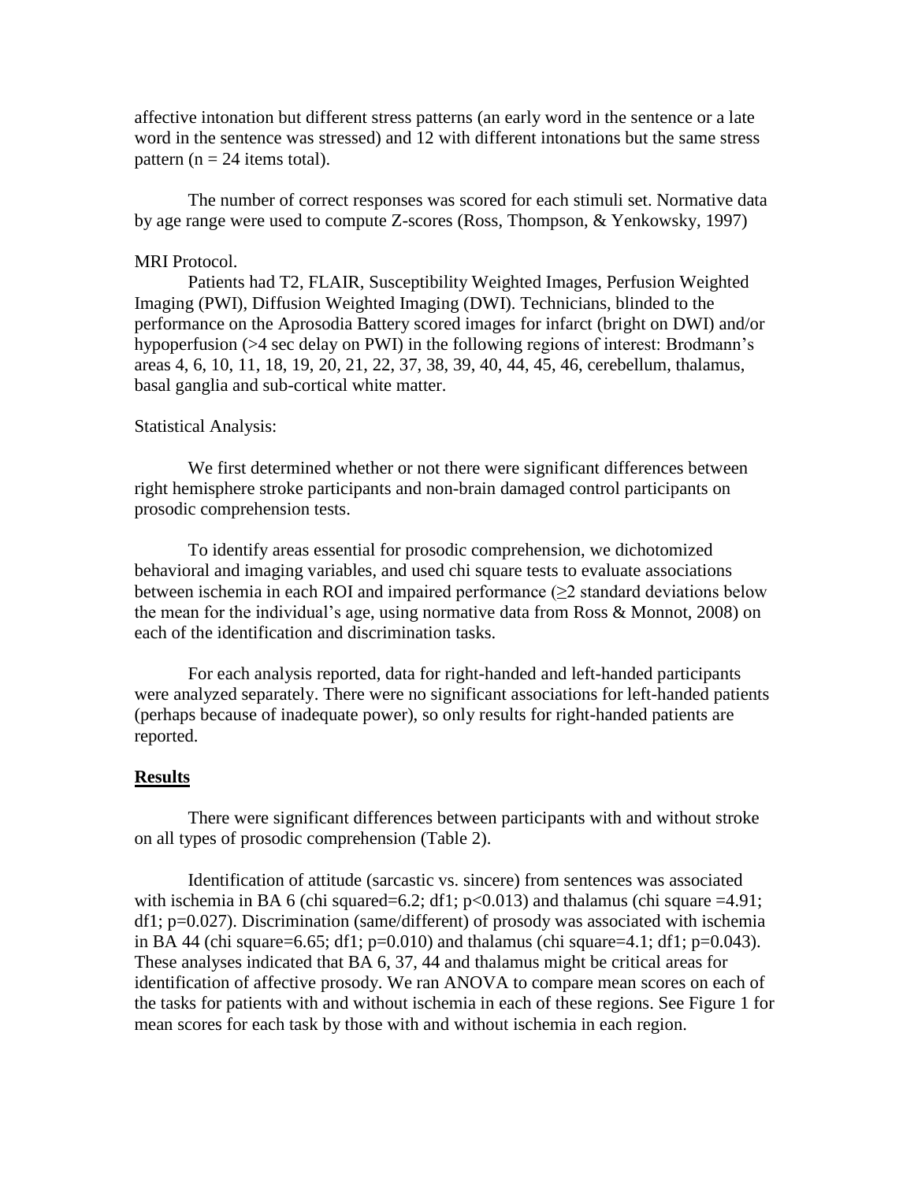affective intonation but different stress patterns (an early word in the sentence or a late word in the sentence was stressed) and 12 with different intonations but the same stress pattern ($n = 24$ items total).

The number of correct responses was scored for each stimuli set. Normative data by age range were used to compute Z-scores (Ross, Thompson, & Yenkowsky, 1997)

MRI Protocol.

Patients had T2, FLAIR, Susceptibility Weighted Images, Perfusion Weighted Imaging (PWI), Diffusion Weighted Imaging (DWI). Technicians, blinded to the performance on the Aprosodia Battery scored images for infarct (bright on DWI) and/or hypoperfusion (>4 sec delay on PWI) in the following regions of interest: Brodmann's areas 4, 6, 10, 11, 18, 19, 20, 21, 22, 37, 38, 39, 40, 44, 45, 46, cerebellum, thalamus, basal ganglia and sub-cortical white matter.

Statistical Analysis:

We first determined whether or not there were significant differences between right hemisphere stroke participants and non-brain damaged control participants on prosodic comprehension tests.

To identify areas essential for prosodic comprehension, we dichotomized behavioral and imaging variables, and used chi square tests to evaluate associations between ischemia in each ROI and impaired performance (≥2 standard deviations below the mean for the individual's age, using normative data from Ross & Monnot, 2008) on each of the identification and discrimination tasks.

For each analysis reported, data for right-handed and left-handed participants were analyzed separately. There were no significant associations for left-handed patients (perhaps because of inadequate power), so only results for right-handed patients are reported.

## Results

There were significant differences between participants with and without stroke on all types of prosodic comprehension (Table 2).

Identification of attitude (sarcastic vs. sincere) from sentences was associated with ischemia in BA 6 (chi squared=6.2; df1; $p<0.013$) and thalamus (chi square =4.91; df1; $p=0.027$). Discrimination (same/different) of prosody was associated with ischemia in BA 44 (chi square=6.65; df1; $p=0.010$) and thalamus (chi square=4.1; df1; $p=0.043$). These analyses indicated that BA 6, 37, 44 and thalamus might be critical areas for identification of affective prosody. We ran ANOVA to compare mean scores on each of the tasks for patients with and without ischemia in each of these regions. See Figure 1 for mean scores for each task by those with and without ischemia in each region.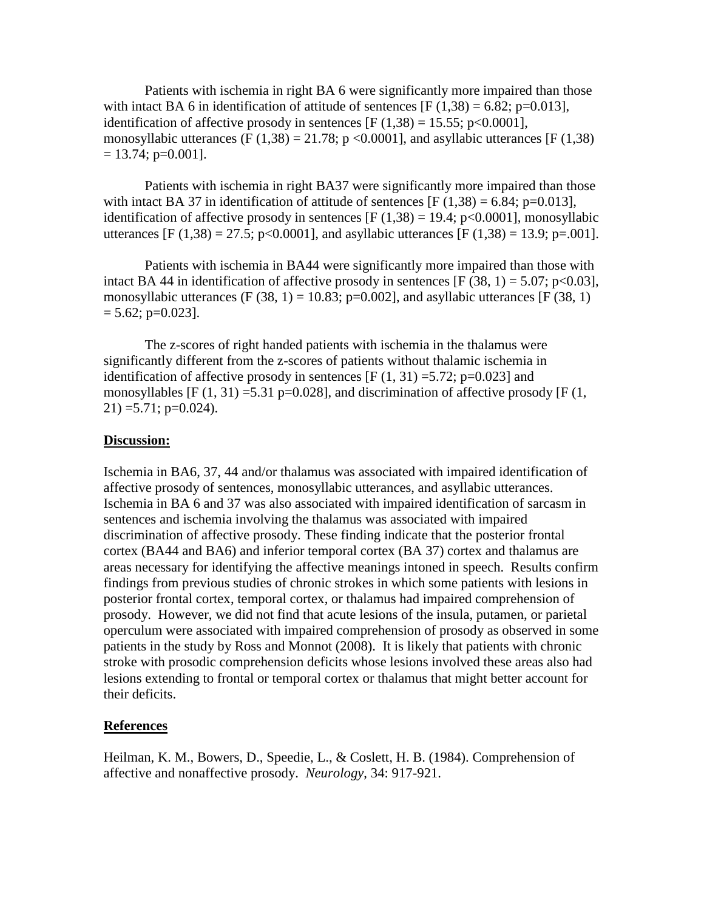Patients with ischemia in right BA 6 were significantly more impaired than those with intact BA 6 in identification of attitude of sentences [$F(1,38) = 6.82$; $p=0.013$], identification of affective prosody in sentences [$F(1,38) = 15.55$; $p<0.0001$], monosyllabic utterances ($F(1,38) = 21.78$; $p<0.0001$], and asyllabic utterances [$F(1,38) = 13.74$; $p=0.001$].

Patients with ischemia in right BA37 were significantly more impaired than those with intact BA 37 in identification of attitude of sentences [$F(1,38) = 6.84$; $p=0.013$], identification of affective prosody in sentences [$F(1,38) = 19.4$; $p<0.0001$], monosyllabic utterances [$F(1,38) = 27.5$; $p<0.0001$], and asyllabic utterances [$F(1,38) = 13.9$; $p=.001$].

Patients with ischemia in BA44 were significantly more impaired than those with intact BA 44 in identification of affective prosody in sentences [$F(38, 1) = 5.07$; $p<0.03$], monosyllabic utterances ($F(38, 1) = 10.83$; $p=0.002$], and asyllabic utterances [$F(38, 1) = 5.62$; $p=0.023$].

The z-scores of right handed patients with ischemia in the thalamus were significantly different from the z-scores of patients without thalamic ischemia in identification of affective prosody in sentences [$F(1, 31) =5.72$; $p=0.023$] and monosyllables [$F(1, 31) =5.31$ $p=0.028$], and discrimination of affective prosody [$F(1, 21) =5.71$; $p=0.024$).

## Discussion:

Ischemia in BA6, 37, 44 and/or thalamus was associated with impaired identification of affective prosody of sentences, monosyllabic utterances, and asyllabic utterances. Ischemia in BA 6 and 37 was also associated with impaired identification of sarcasm in sentences and ischemia involving the thalamus was associated with impaired discrimination of affective prosody. These finding indicate that the posterior frontal cortex (BA44 and BA6) and inferior temporal cortex (BA 37) cortex and thalamus are areas necessary for identifying the affective meanings intoned in speech. Results confirm findings from previous studies of chronic strokes in which some patients with lesions in posterior frontal cortex, temporal cortex, or thalamus had impaired comprehension of prosody. However, we did not find that acute lesions of the insula, putamen, or parietal operculum were associated with impaired comprehension of prosody as observed in some patients in the study by Ross and Monnot (2008). It is likely that patients with chronic stroke with prosodic comprehension deficits whose lesions involved these areas also had lesions extending to frontal or temporal cortex or thalamus that might better account for their deficits.

## References

Heilman, K. M., Bowers, D., Speedie, L., & Coslett, H. B. (1984). Comprehension of affective and nonaffective prosody. *Neurology*, 34: 917-921.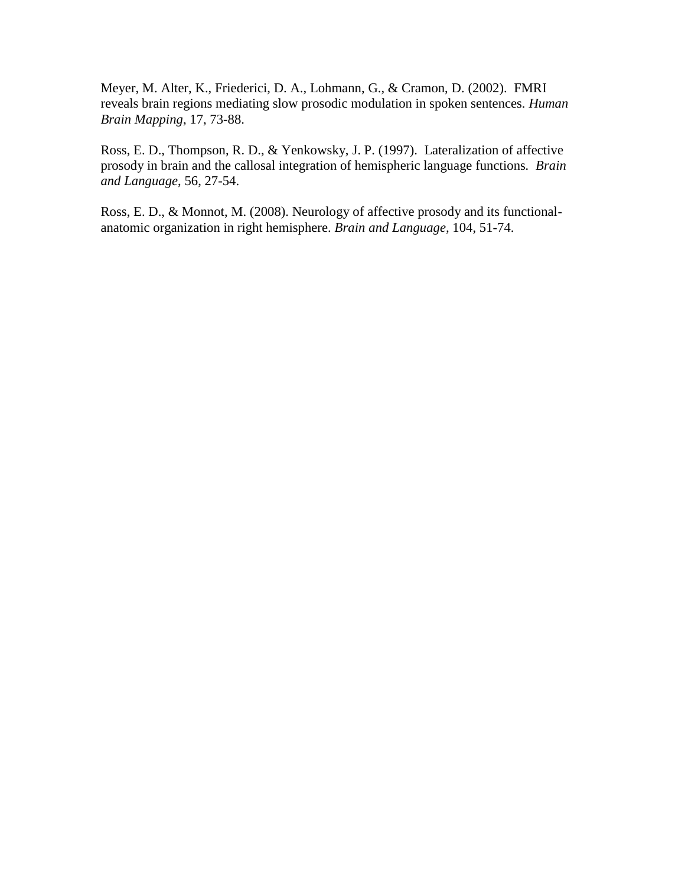Meyer, M. Alter, K., Friederici, D. A., Lohmann, G., & Cramon, D. (2002). FMRI reveals brain regions mediating slow prosodic modulation in spoken sentences. *Human Brain Mapping*, 17, 73-88.

Ross, E. D., Thompson, R. D., & Yenkowsky, J. P. (1997). Lateralization of affective prosody in brain and the callosal integration of hemispheric language functions. *Brain and Language,* 56, 27-54.

Ross, E. D., & Monnot, M. (2008). Neurology of affective prosody and its functional-anatomic organization in right hemisphere. *Brain and Language,* 104, 51-74.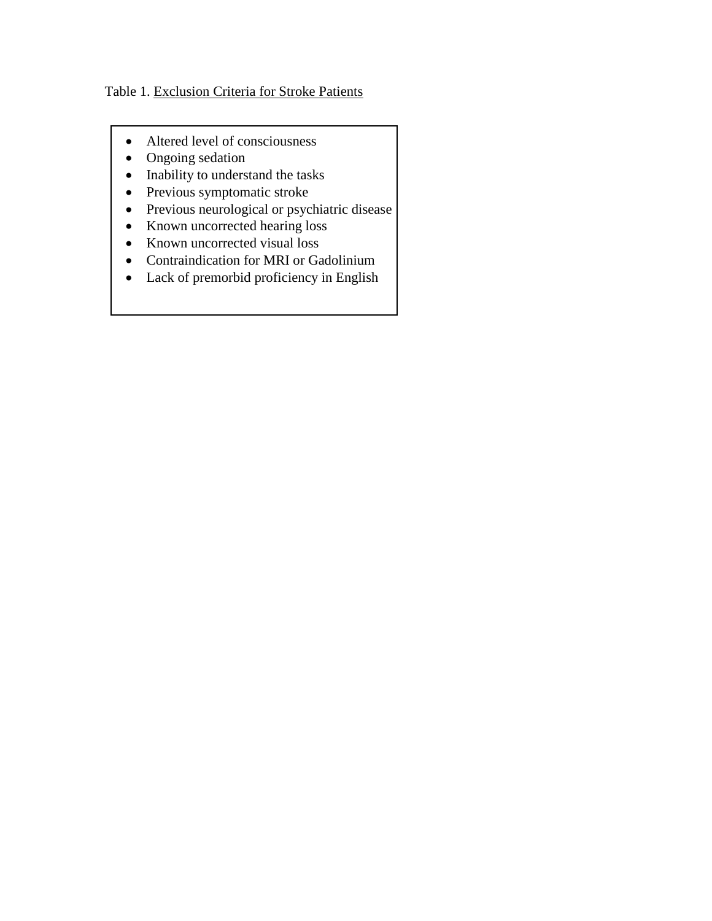Table 1. Exclusion Criteria for Stroke Patients

- Altered level of consciousness
- Ongoing sedation
- Inability to understand the tasks
- Previous symptomatic stroke
- Previous neurological or psychiatric disease
- Known uncorrected hearing loss
- Known uncorrected visual loss
- Contraindication for MRI or Gadolinium
- Lack of premorbid proficiency in English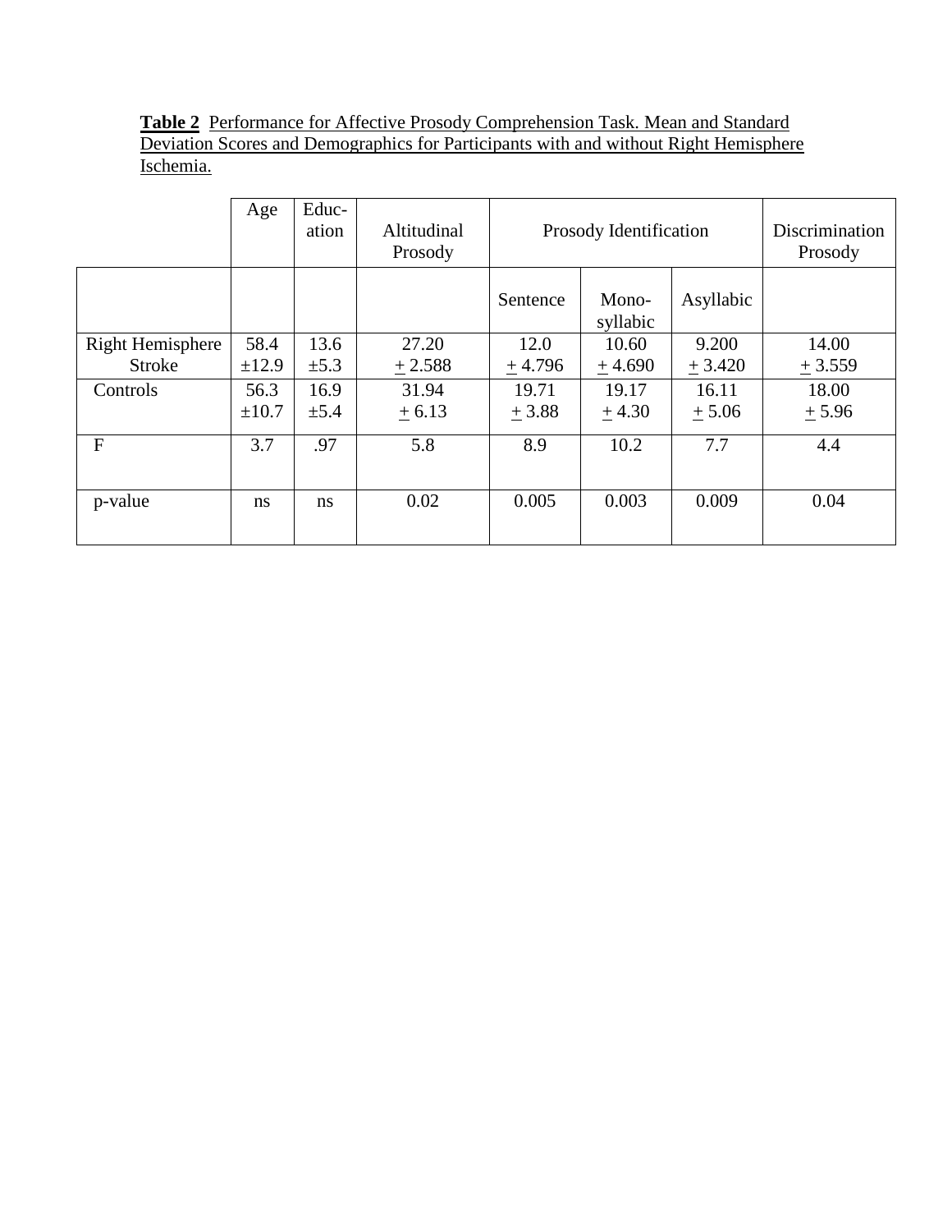**Table 2** Performance for Affective Prosody Comprehension Task. Mean and Standard Deviation Scores and Demographics for Participants with and without Right Hemisphere Ischemia.

| | Age | Educ-ation | Altitudinal Prosody | Prosody Identification | | | Discrimination Prosody |
|---|---|---|---|---|---|---|---|
| | | | | Sentence | Mono-syllabic | Asyllabic | |
| Right Hemisphere Stroke | 58.4 ±12.9 | 13.6 ±5.3 | 27.20 ± 2.588 | 12.0 ± 4.796 | 10.60 ± 4.690 | 9.200 ± 3.420 | 14.00 ± 3.559 |
| Controls | 56.3 ±10.7 | 16.9 ±5.4 | 31.94 ± 6.13 | 19.71 ± 3.88 | 19.17 ± 4.30 | 16.11 ± 5.06 | 18.00 ± 5.96 |
| F | 3.7 | .97 | 5.8 | 8.9 | 10.2 | 7.7 | 4.4 |
| p-value | ns | ns | 0.02 | 0.005 | 0.003 | 0.009 | 0.04 |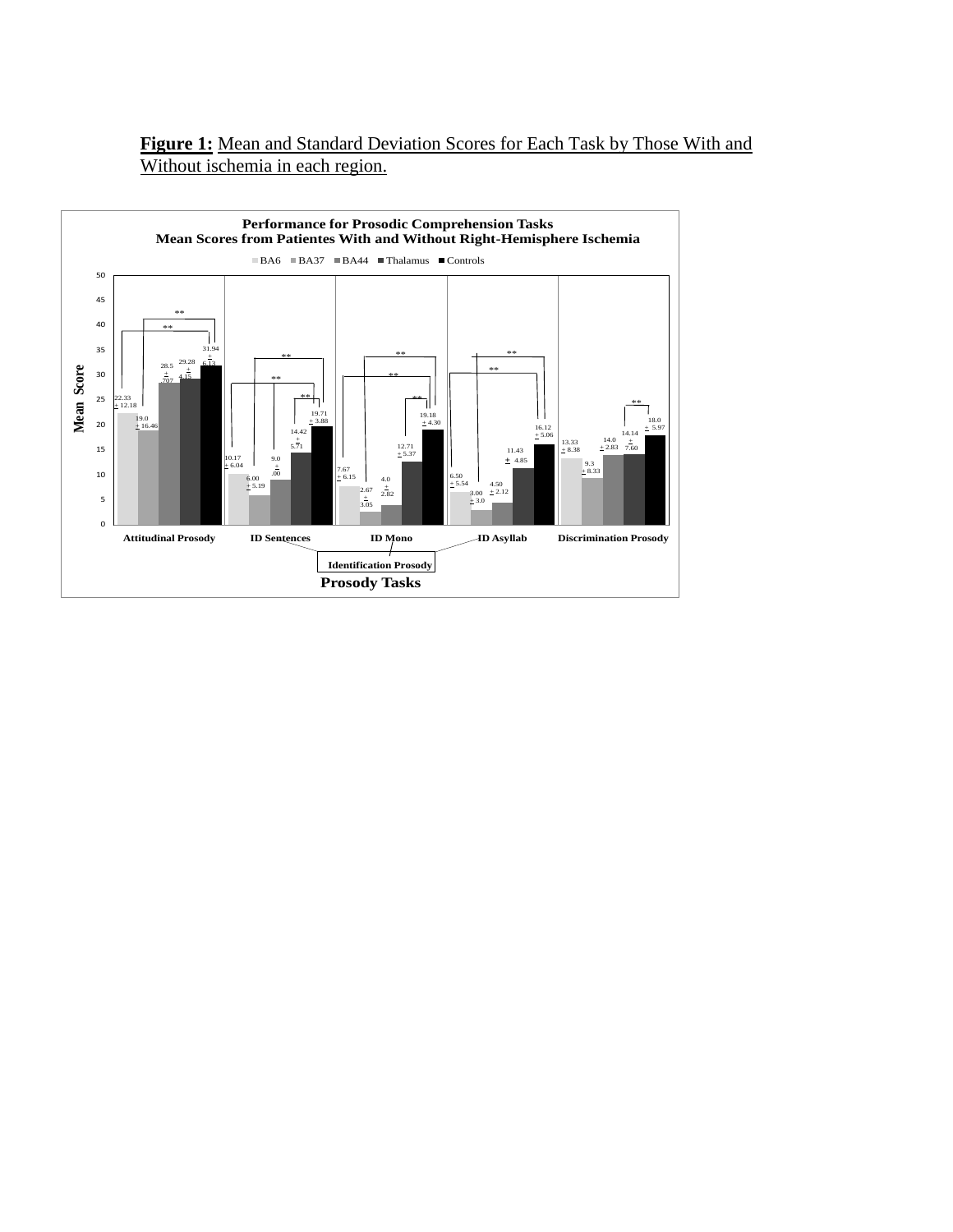**Figure 1:** Mean and Standard Deviation Scores for Each Task by Those With and Without ischemia in each region.

**Performance for Prosodic Comprehension Tasks**
**Mean Scores from Patientes With and Without Right-Hemisphere Ischemia**

BA6 BA37 BA44 Thalamus Controls

Mean Score

50
45
40
35
30
25
20
15
10
5
0

22.33 + 12.18
19.0 + 16.46
28.5 + 7.07
29.28 + 4.15
31.94 + 6.13

10.17 + 6.04
6.00 + 5.19
9.0 + .00
14.42 + 5.71
19.71 + 3.88

7.67 + 6.15
2.67 + 3.05
4.0 + 2.82
12.71 + 5.37
19.18 + 4.30

6.50 + 5.54
3.00 + 3.0
4.50 + 2.12
11.43 ± 4.85
16.12 + 5.06

13.33 + 8.38
9.3 + 8.33
14.0 + 2.83
14.14 + 7.60
18.0 + 5.97

**

**Attitudinal Prosody** **ID Sentences** **ID Mono** **ID Asyllab** **Discrimination Prosody**

**Identification Prosody**

**Prosody Tasks**